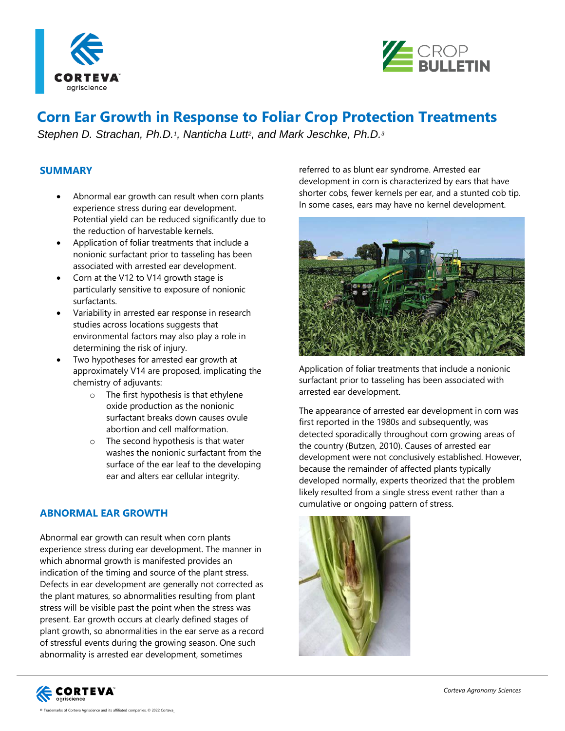# Corn Ear Growth in Response to Foliar Crop Protection Treatments

*Stephen D. Strachan, Ph.D.[1], Nanticha Lutt[2], and Mark Jeschke, Ph.D.[3]*

## SUMMARY

- Abnormal ear growth can result when corn plants experience stress during ear development. Potential yield can be reduced significantly due to the reduction of harvestable kernels.
- Application of foliar treatments that include a nonionic surfactant prior to tasseling has been associated with arrested ear development.
- Corn at the V12 to V14 growth stage is particularly sensitive to exposure of nonionic surfactants.
- Variability in arrested ear response in research studies across locations suggests that environmental factors may also play a role in determining the risk of injury.
- Two hypotheses for arrested ear growth at approximately V14 are proposed, implicating the chemistry of adjuvants:
  - The first hypothesis is that ethylene oxide production as the nonionic surfactant breaks down causes ovule abortion and cell malformation.
  - The second hypothesis is that water washes the nonionic surfactant from the surface of the ear leaf to the developing ear and alters ear cellular integrity.

## ABNORMAL EAR GROWTH

Abnormal ear growth can result when corn plants experience stress during ear development. The manner in which abnormal growth is manifested provides an indication of the timing and source of the plant stress. Defects in ear development are generally not corrected as the plant matures, so abnormalities resulting from plant stress will be visible past the point when the stress was present. Ear growth occurs at clearly defined stages of plant growth, so abnormalities in the ear serve as a record of stressful events during the growing season. One such abnormality is arrested ear development, sometimes referred to as blunt ear syndrome. Arrested ear development in corn is characterized by ears that have shorter cobs, fewer kernels per ear, and a stunted cob tip. In some cases, ears may have no kernel development.

Application of foliar treatments that include a nonionic surfactant prior to tasseling has been associated with arrested ear development.

The appearance of arrested ear development in corn was first reported in the 1980s and subsequently, was detected sporadically throughout corn growing areas of the country (Butzen, 2010). Causes of arrested ear development were not conclusively established. However, because the remainder of affected plants typically developed normally, experts theorized that the problem likely resulted from a single stress event rather than a cumulative or ongoing pattern of stress.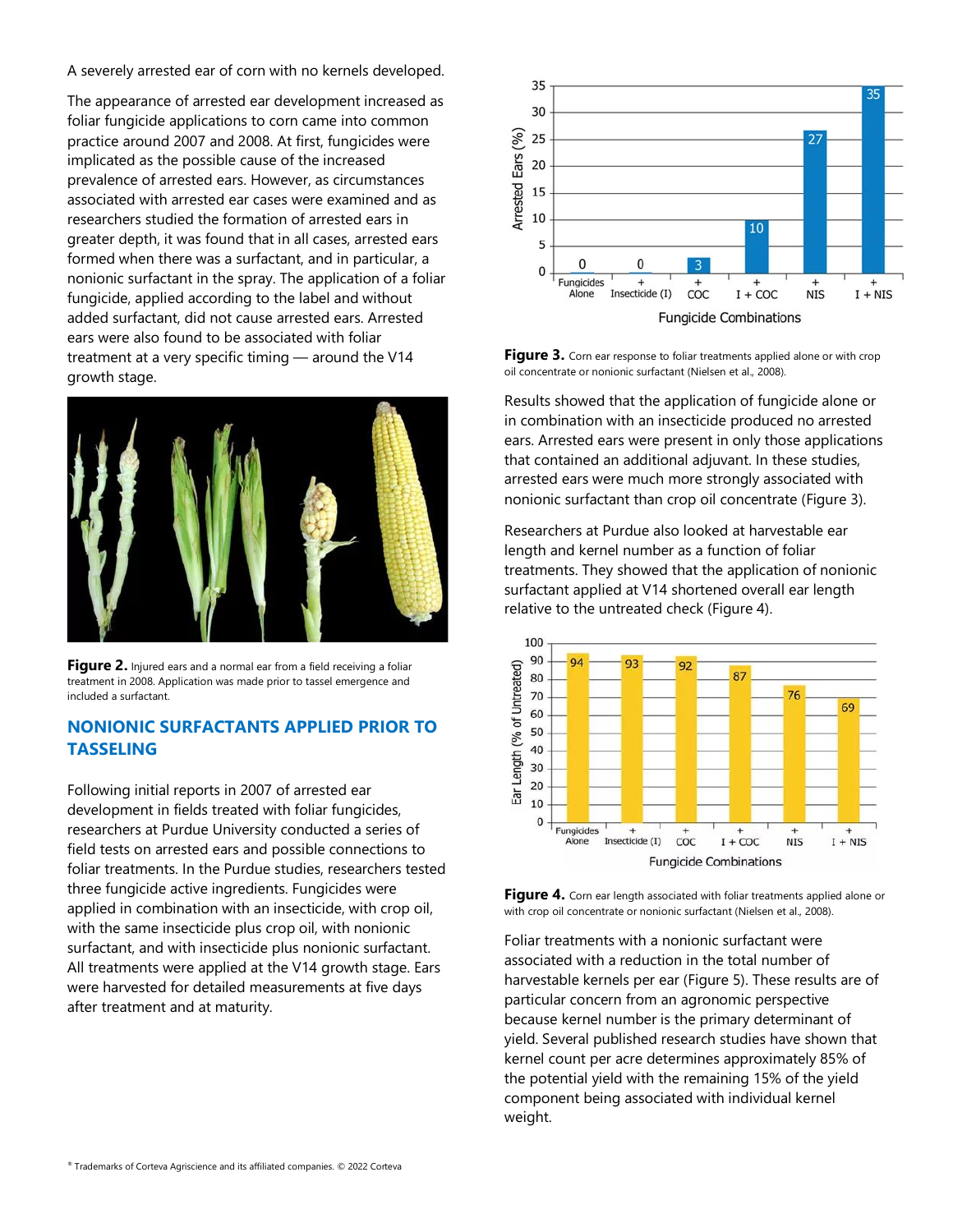A severely arrested ear of corn with no kernels developed.

The appearance of arrested ear development increased as foliar fungicide applications to corn came into common practice around 2007 and 2008. At first, fungicides were implicated as the possible cause of the increased prevalence of arrested ears. However, as circumstances associated with arrested ear cases were examined and as researchers studied the formation of arrested ears in greater depth, it was found that in all cases, arrested ears formed when there was a surfactant, and in particular, a nonionic surfactant in the spray. The application of a foliar fungicide, applied according to the label and without added surfactant, did not cause arrested ears. Arrested ears were also found to be associated with foliar treatment at a very specific timing — around the V14 growth stage.

**Figure 2.** Injured ears and a normal ear from a field receiving a foliar treatment in 2008. Application was made prior to tassel emergence and included a surfactant.

## NONIONIC SURFACTANTS APPLIED PRIOR TO TASSELING

Following initial reports in 2007 of arrested ear development in fields treated with foliar fungicides, researchers at Purdue University conducted a series of field tests on arrested ears and possible connections to foliar treatments. In the Purdue studies, researchers tested three fungicide active ingredients. Fungicides were applied in combination with an insecticide, with crop oil, with the same insecticide plus crop oil, with nonionic surfactant, and with insecticide plus nonionic surfactant. All treatments were applied at the V14 growth stage. Ears were harvested for detailed measurements at five days after treatment and at maturity.

| Fungicide Combinations | Arrested Ears (%) |
|---|---|
| Fungicides Alone | 0 |
| + Insecticide (I) | 0 |
| + COC | 3 |
| + I + COC | 10 |
| + NIS | 27 |
| + I + NIS | 35 |

**Figure 3.** Corn ear response to foliar treatments applied alone or with crop oil concentrate or nonionic surfactant (Nielsen et al., 2008).

Results showed that the application of fungicide alone or in combination with an insecticide produced no arrested ears. Arrested ears were present in only those applications that contained an additional adjuvant. In these studies, arrested ears were much more strongly associated with nonionic surfactant than crop oil concentrate (Figure 3).

Researchers at Purdue also looked at harvestable ear length and kernel number as a function of foliar treatments. They showed that the application of nonionic surfactant applied at V14 shortened overall ear length relative to the untreated check (Figure 4).

| Fungicide Combinations | Ear Length (% of Untreated) |
|---|---|
| Fungicides Alone | 94 |
| + Insecticide (I) | 93 |
| + COC | 92 |
| + I + COC | 87 |
| + NIS | 76 |
| + I + NIS | 69 |

**Figure 4.** Corn ear length associated with foliar treatments applied alone or with crop oil concentrate or nonionic surfactant (Nielsen et al., 2008).

Foliar treatments with a nonionic surfactant were associated with a reduction in the total number of harvestable kernels per ear (Figure 5). These results are of particular concern from an agronomic perspective because kernel number is the primary determinant of yield. Several published research studies have shown that kernel count per acre determines approximately 85% of the potential yield with the remaining 15% of the yield component being associated with individual kernel weight.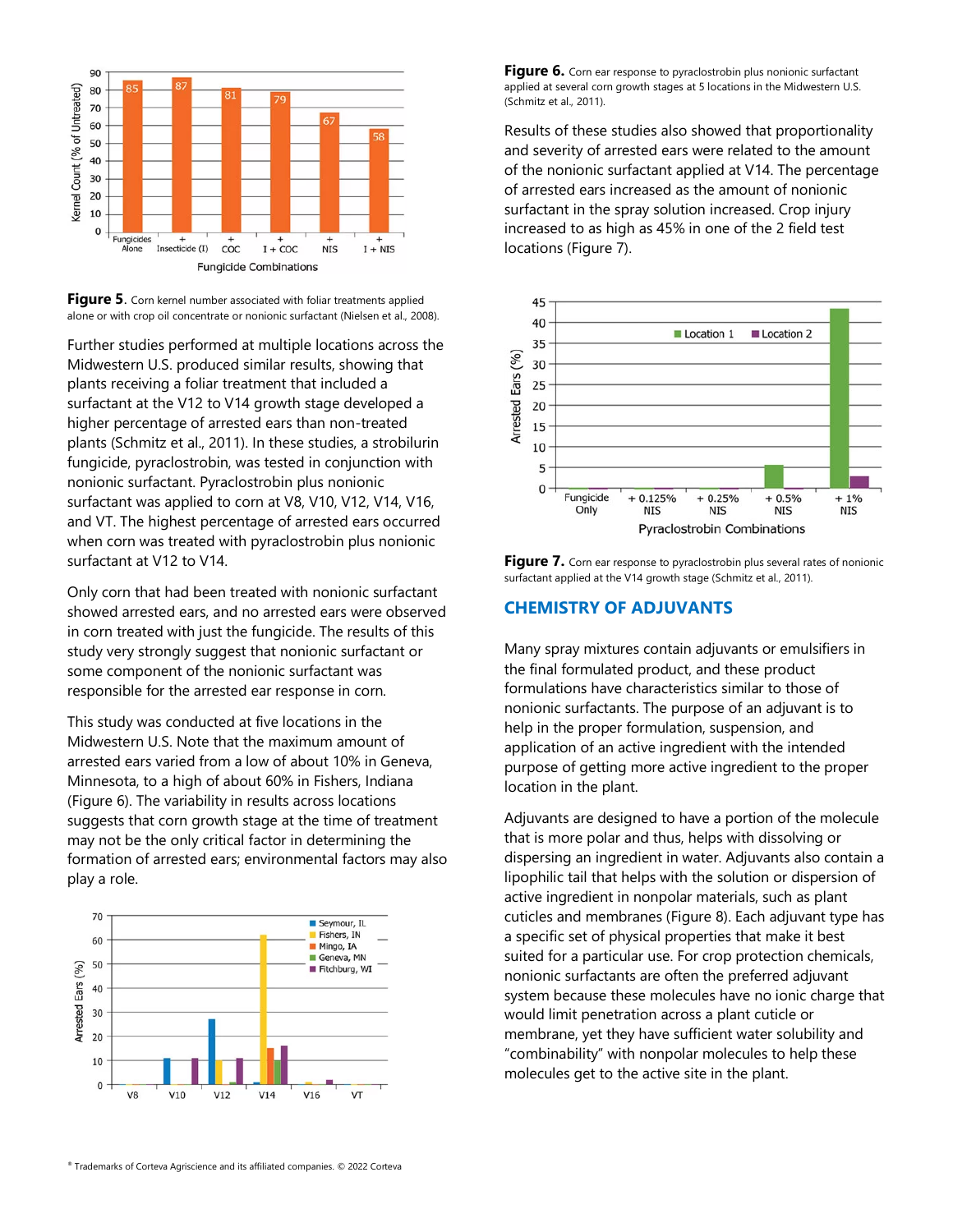**Figure 5**. Corn kernel number associated with foliar treatments applied alone or with crop oil concentrate or nonionic surfactant (Nielsen et al., 2008).

Further studies performed at multiple locations across the Midwestern U.S. produced similar results, showing that plants receiving a foliar treatment that included a surfactant at the V12 to V14 growth stage developed a higher percentage of arrested ears than non-treated plants (Schmitz et al., 2011). In these studies, a strobilurin fungicide, pyraclostrobin, was tested in conjunction with nonionic surfactant. Pyraclostrobin plus nonionic surfactant was applied to corn at V8, V10, V12, V14, V16, and VT. The highest percentage of arrested ears occurred when corn was treated with pyraclostrobin plus nonionic surfactant at V12 to V14.

Only corn that had been treated with nonionic surfactant showed arrested ears, and no arrested ears were observed in corn treated with just the fungicide. The results of this study very strongly suggest that nonionic surfactant or some component of the nonionic surfactant was responsible for the arrested ear response in corn.

This study was conducted at five locations in the Midwestern U.S. Note that the maximum amount of arrested ears varied from a low of about 10% in Geneva, Minnesota, to a high of about 60% in Fishers, Indiana (Figure 6). The variability in results across locations suggests that corn growth stage at the time of treatment may not be the only critical factor in determining the formation of arrested ears; environmental factors may also play a role.

**Figure 6.** Corn ear response to pyraclostrobin plus nonionic surfactant applied at several corn growth stages at 5 locations in the Midwestern U.S. (Schmitz et al., 2011).

Results of these studies also showed that proportionality and severity of arrested ears were related to the amount of the nonionic surfactant applied at V14. The percentage of arrested ears increased as the amount of nonionic surfactant in the spray solution increased. Crop injury increased to as high as 45% in one of the 2 field test locations (Figure 7).

**Figure 7.** Corn ear response to pyraclostrobin plus several rates of nonionic surfactant applied at the V14 growth stage (Schmitz et al., 2011).

## CHEMISTRY OF ADJUVANTS

Many spray mixtures contain adjuvants or emulsifiers in the final formulated product, and these product formulations have characteristics similar to those of nonionic surfactants. The purpose of an adjuvant is to help in the proper formulation, suspension, and application of an active ingredient with the intended purpose of getting more active ingredient to the proper location in the plant.

Adjuvants are designed to have a portion of the molecule that is more polar and thus, helps with dissolving or dispersing an ingredient in water. Adjuvants also contain a lipophilic tail that helps with the solution or dispersion of active ingredient in nonpolar materials, such as plant cuticles and membranes (Figure 8). Each adjuvant type has a specific set of physical properties that make it best suited for a particular use. For crop protection chemicals, nonionic surfactants are often the preferred adjuvant system because these molecules have no ionic charge that would limit penetration across a plant cuticle or membrane, yet they have sufficient water solubility and "combinability" with nonpolar molecules to help these molecules get to the active site in the plant.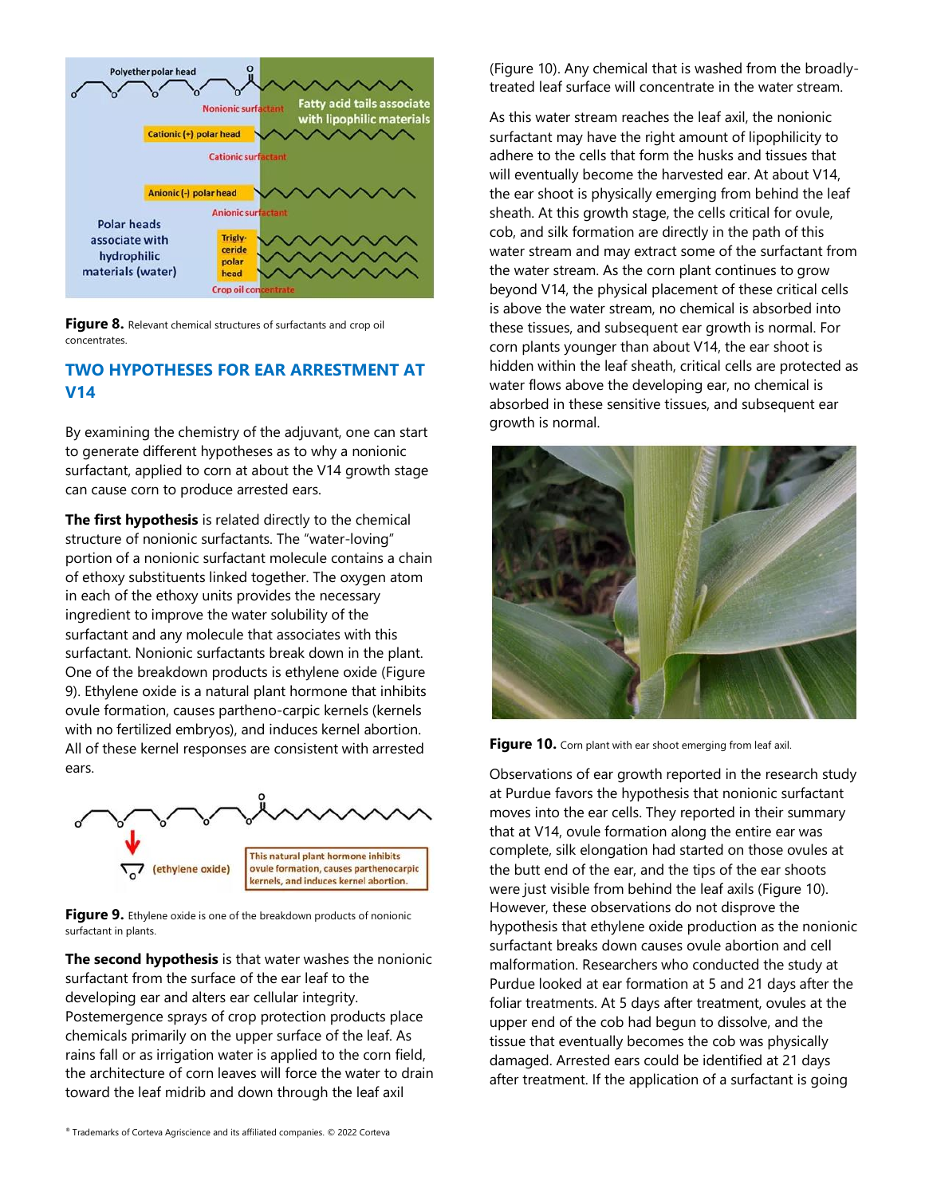Figure 8. Relevant chemical structures of surfactants and crop oil concentrates.

## TWO HYPOTHESES FOR EAR ARRESTMENT AT V14

By examining the chemistry of the adjuvant, one can start to generate different hypotheses as to why a nonionic surfactant, applied to corn at about the V14 growth stage can cause corn to produce arrested ears.

**The first hypothesis** is related directly to the chemical structure of nonionic surfactants. The "water-loving" portion of a nonionic surfactant molecule contains a chain of ethoxy substituents linked together. The oxygen atom in each of the ethoxy units provides the necessary ingredient to improve the water solubility of the surfactant and any molecule that associates with this surfactant. Nonionic surfactants break down in the plant. One of the breakdown products is ethylene oxide (Figure 9). Ethylene oxide is a natural plant hormone that inhibits ovule formation, causes partheno-carpic kernels (kernels with no fertilized embryos), and induces kernel abortion. All of these kernel responses are consistent with arrested ears.

Figure 9. Ethylene oxide is one of the breakdown products of nonionic surfactant in plants.

**The second hypothesis** is that water washes the nonionic surfactant from the surface of the ear leaf to the developing ear and alters ear cellular integrity. Postemergence sprays of crop protection products place chemicals primarily on the upper surface of the leaf. As rains fall or as irrigation water is applied to the corn field, the architecture of corn leaves will force the water to drain toward the leaf midrib and down through the leaf axil (Figure 10). Any chemical that is washed from the broadly-treated leaf surface will concentrate in the water stream.

As this water stream reaches the leaf axil, the nonionic surfactant may have the right amount of lipophilicity to adhere to the cells that form the husks and tissues that will eventually become the harvested ear. At about V14, the ear shoot is physically emerging from behind the leaf sheath. At this growth stage, the cells critical for ovule, cob, and silk formation are directly in the path of this water stream and may extract some of the surfactant from the water stream. As the corn plant continues to grow beyond V14, the physical placement of these critical cells is above the water stream, no chemical is absorbed into these tissues, and subsequent ear growth is normal. For corn plants younger than about V14, the ear shoot is hidden within the leaf sheath, critical cells are protected as water flows above the developing ear, no chemical is absorbed in these sensitive tissues, and subsequent ear growth is normal.

Figure 10. Corn plant with ear shoot emerging from leaf axil.

Observations of ear growth reported in the research study at Purdue favors the hypothesis that nonionic surfactant moves into the ear cells. They reported in their summary that at V14, ovule formation along the entire ear was complete, silk elongation had started on those ovules at the butt end of the ear, and the tips of the ear shoots were just visible from behind the leaf axils (Figure 10). However, these observations do not disprove the hypothesis that ethylene oxide production as the nonionic surfactant breaks down causes ovule abortion and cell malformation. Researchers who conducted the study at Purdue looked at ear formation at 5 and 21 days after the foliar treatments. At 5 days after treatment, ovules at the upper end of the cob had begun to dissolve, and the tissue that eventually becomes the cob was physically damaged. Arrested ears could be identified at 21 days after treatment. If the application of a surfactant is going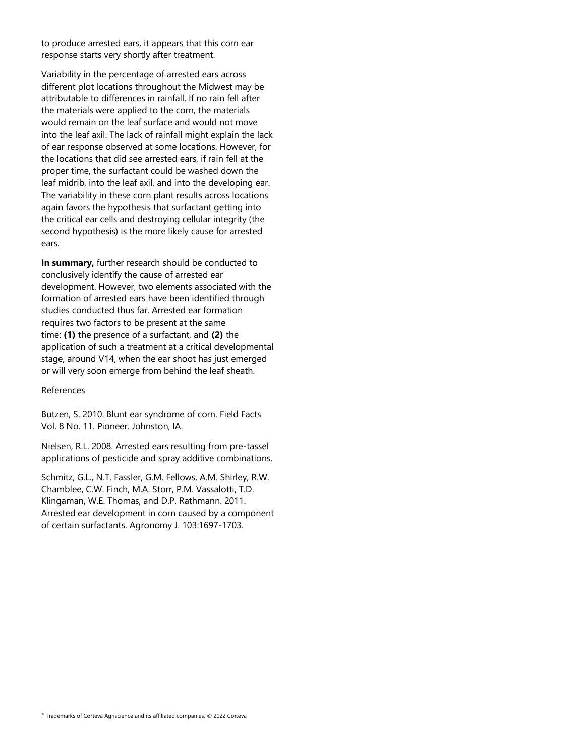to produce arrested ears, it appears that this corn ear response starts very shortly after treatment.

Variability in the percentage of arrested ears across different plot locations throughout the Midwest may be attributable to differences in rainfall. If no rain fell after the materials were applied to the corn, the materials would remain on the leaf surface and would not move into the leaf axil. The lack of rainfall might explain the lack of ear response observed at some locations. However, for the locations that did see arrested ears, if rain fell at the proper time, the surfactant could be washed down the leaf midrib, into the leaf axil, and into the developing ear. The variability in these corn plant results across locations again favors the hypothesis that surfactant getting into the critical ear cells and destroying cellular integrity (the second hypothesis) is the more likely cause for arrested ears.

**In summary,** further research should be conducted to conclusively identify the cause of arrested ear development. However, two elements associated with the formation of arrested ears have been identified through studies conducted thus far. Arrested ear formation requires two factors to be present at the same time: **(1)** the presence of a surfactant, and **(2)** the application of such a treatment at a critical developmental stage, around V14, when the ear shoot has just emerged or will very soon emerge from behind the leaf sheath.

References

Butzen, S. 2010. Blunt ear syndrome of corn. Field Facts Vol. 8 No. 11. Pioneer. Johnston, IA.

Nielsen, R.L. 2008. Arrested ears resulting from pre-tassel applications of pesticide and spray additive combinations.

Schmitz, G.L., N.T. Fassler, G.M. Fellows, A.M. Shirley, R.W. Chamblee, C.W. Finch, M.A. Storr, P.M. Vassalotti, T.D. Klingaman, W.E. Thomas, and D.P. Rathmann. 2011. Arrested ear development in corn caused by a component of certain surfactants. Agronomy J. 103:1697-1703.

® Trademarks of Corteva Agriscience and its affiliated companies. © 2022 Corteva